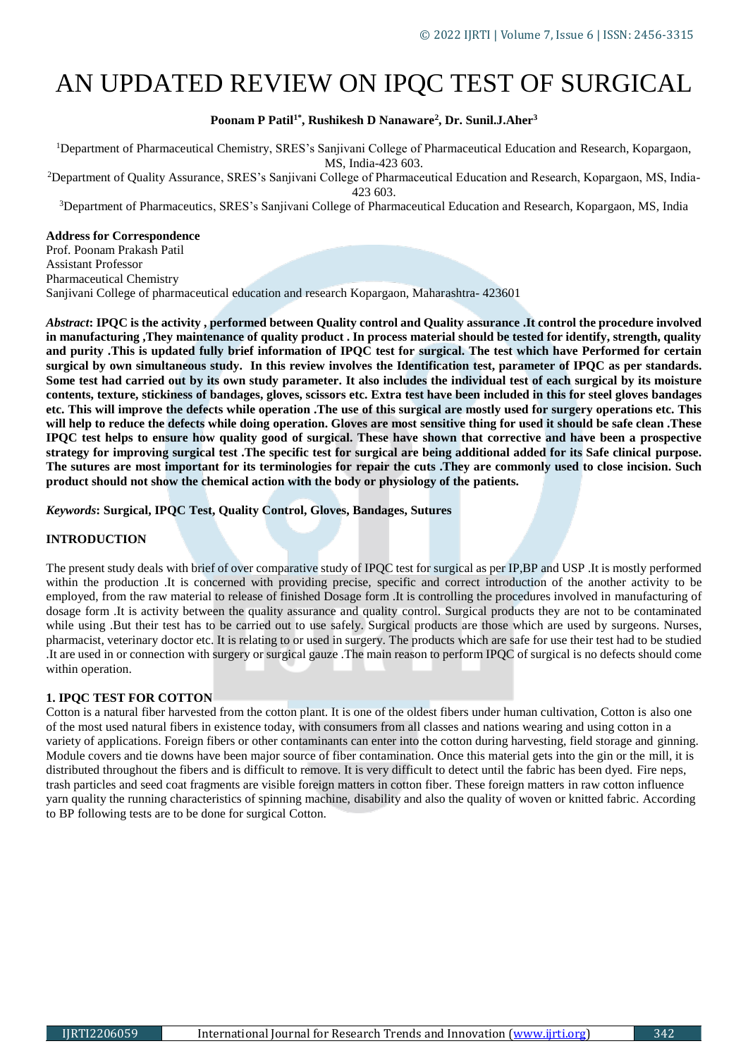# AN UPDATED REVIEW ON IPQC TEST OF SURGICAL

**Poonam P Patil[1*], Rushikesh D Nanaware[2], Dr. Sunil.J.Aher[3]**

[1]Department of Pharmaceutical Chemistry, SRES's Sanjivani College of Pharmaceutical Education and Research, Kopargaon, MS, India-423 603.

[2]Department of Quality Assurance, SRES's Sanjivani College of Pharmaceutical Education and Research, Kopargaon, MS, India-423 603.

[3]Department of Pharmaceutics, SRES's Sanjivani College of Pharmaceutical Education and Research, Kopargaon, MS, India

**Address for Correspondence**
Prof. Poonam Prakash Patil
Assistant Professor
Pharmaceutical Chemistry
Sanjivani College of pharmaceutical education and research Kopargaon, Maharashtra- 423601

***Abstract*: IPQC is the activity , performed between Quality control and Quality assurance .It control the procedure involved in manufacturing ,They maintenance of quality product . In process material should be tested for identify, strength, quality and purity .This is updated fully brief information of IPQC test for surgical. The test which have Performed for certain surgical by own simultaneous study. In this review involves the Identification test, parameter of IPQC as per standards. Some test had carried out by its own study parameter. It also includes the individual test of each surgical by its moisture contents, texture, stickiness of bandages, gloves, scissors etc. Extra test have been included in this for steel gloves bandages etc. This will improve the defects while operation .The use of this surgical are mostly used for surgery operations etc. This will help to reduce the defects while doing operation. Gloves are most sensitive thing for used it should be safe clean .These IPQC test helps to ensure how quality good of surgical. These have shown that corrective and have been a prospective strategy for improving surgical test .The specific test for surgical are being additional added for its Safe clinical purpose. The sutures are most important for its terminologies for repair the cuts .They are commonly used to close incision. Such product should not show the chemical action with the body or physiology of the patients.**

***Keywords*: Surgical, IPQC Test, Quality Control, Gloves, Bandages, Sutures**

## INTRODUCTION

The present study deals with brief of over comparative study of IPQC test for surgical as per IP,BP and USP .It is mostly performed within the production .It is concerned with providing precise, specific and correct introduction of the another activity to be employed, from the raw material to release of finished Dosage form .It is controlling the procedures involved in manufacturing of dosage form .It is activity between the quality assurance and quality control. Surgical products they are not to be contaminated while using .But their test has to be carried out to use safely. Surgical products are those which are used by surgeons. Nurses, pharmacist, veterinary doctor etc. It is relating to or used in surgery. The products which are safe for use their test had to be studied .It are used in or connection with surgery or surgical gauze .The main reason to perform IPQC of surgical is no defects should come within operation.

### 1. IPQC TEST FOR COTTON

Cotton is a natural fiber harvested from the cotton plant. It is one of the oldest fibers under human cultivation, Cotton is also one of the most used natural fibers in existence today, with consumers from all classes and nations wearing and using cotton in a variety of applications. Foreign fibers or other contaminants can enter into the cotton during harvesting, field storage and ginning. Module covers and tie downs have been major source of fiber contamination. Once this material gets into the gin or the mill, it is distributed throughout the fibers and is difficult to remove. It is very difficult to detect until the fabric has been dyed. Fire neps, trash particles and seed coat fragments are visible foreign matters in cotton fiber. These foreign matters in raw cotton influence yarn quality the running characteristics of spinning machine, disability and also the quality of woven or knitted fabric. According to BP following tests are to be done for surgical Cotton.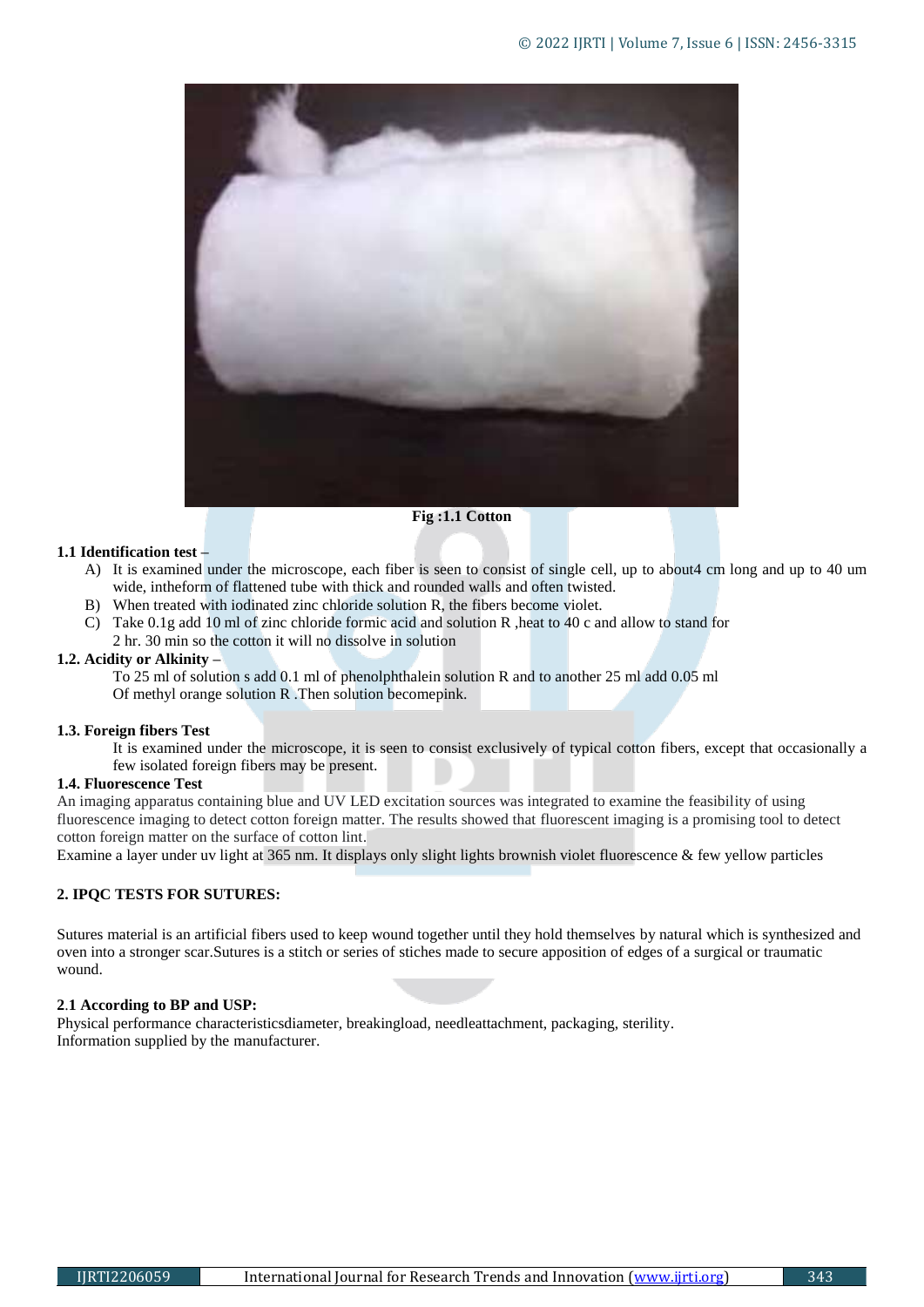Fig :1.1 Cotton

**1.1 Identification test –**

A) It is examined under the microscope, each fiber is seen to consist of single cell, up to about4 cm long and up to 40 um wide, intheform of flattened tube with thick and rounded walls and often twisted.
B) When treated with iodinated zinc chloride solution R, the fibers become violet.
C) Take 0.1g add 10 ml of zinc chloride formic acid and solution R ,heat to 40 c and allow to stand for 2 hr. 30 min so the cotton it will no dissolve in solution

**1.2. Acidity or Alkinity –**

To 25 ml of solution s add 0.1 ml of phenolphthalein solution R and to another 25 ml add 0.05 ml Of methyl orange solution R .Then solution becomepink.

**1.3. Foreign fibers Test**

It is examined under the microscope, it is seen to consist exclusively of typical cotton fibers, except that occasionally a few isolated foreign fibers may be present.

**1.4. Fluorescence Test**

An imaging apparatus containing blue and UV LED excitation sources was integrated to examine the feasibility of using fluorescence imaging to detect cotton foreign matter. The results showed that fluorescent imaging is a promising tool to detect cotton foreign matter on the surface of cotton lint.

Examine a layer under uv light at 365 nm. It displays only slight lights brownish violet fluorescence & few yellow particles

**2. IPQC TESTS FOR SUTURES:**

Sutures material is an artificial fibers used to keep wound together until they hold themselves by natural which is synthesized and oven into a stronger scar.Sutures is a stitch or series of stiches made to secure apposition of edges of a surgical or traumatic wound.

**2.1 According to BP and USP:**

Physical performance characteristicsdiameter, breakingload, needleattachment, packaging, sterility.
Information supplied by the manufacturer.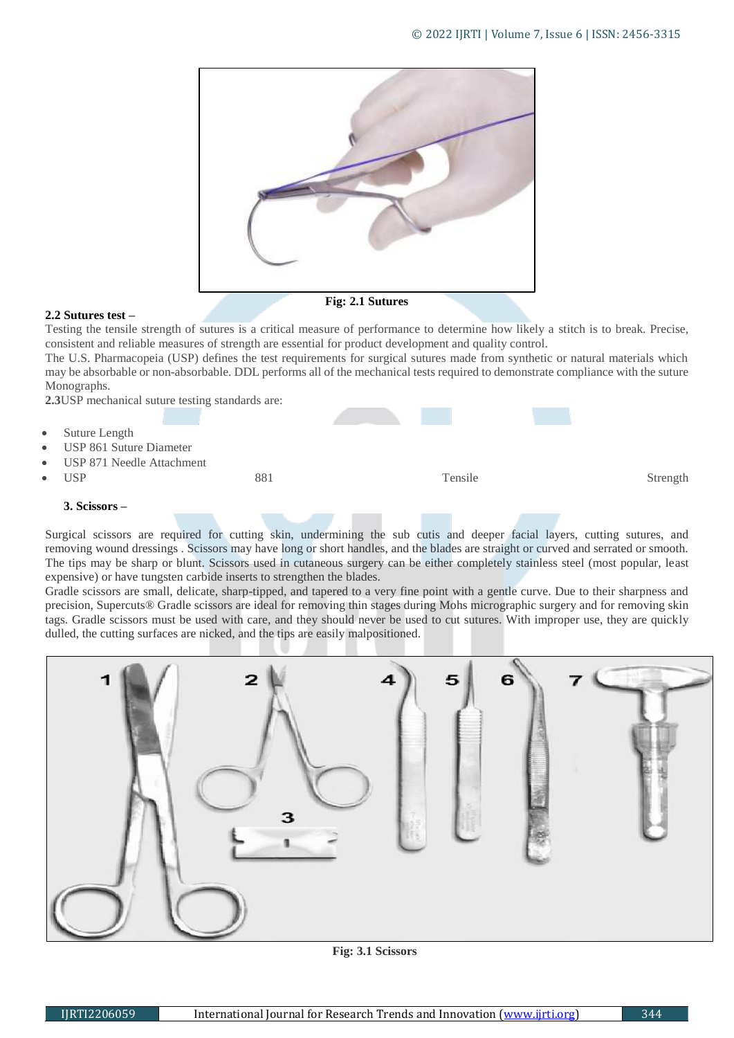Fig: 2.1 Sutures

**2.2 Sutures test –**

Testing the tensile strength of sutures is a critical measure of performance to determine how likely a stitch is to break. Precise, consistent and reliable measures of strength are essential for product development and quality control.

The U.S. Pharmacopeia (USP) defines the test requirements for surgical sutures made from synthetic or natural materials which may be absorbable or non-absorbable. DDL performs all of the mechanical tests required to demonstrate compliance with the suture Monographs.

**2.3**USP mechanical suture testing standards are:

- Suture Length
- USP 861 Suture Diameter
- USP 871 Needle Attachment
- USP 881 Tensile Strength

**3. Scissors –**

Surgical scissors are required for cutting skin, undermining the sub cutis and deeper facial layers, cutting sutures, and removing wound dressings . Scissors may have long or short handles, and the blades are straight or curved and serrated or smooth. The tips may be sharp or blunt. Scissors used in cutaneous surgery can be either completely stainless steel (most popular, least expensive) or have tungsten carbide inserts to strengthen the blades.

Gradle scissors are small, delicate, sharp-tipped, and tapered to a very fine point with a gentle curve. Due to their sharpness and precision, Supercuts® Gradle scissors are ideal for removing thin stages during Mohs micrographic surgery and for removing skin tags. Gradle scissors must be used with care, and they should never be used to cut sutures. With improper use, they are quickly dulled, the cutting surfaces are nicked, and the tips are easily malpositioned.

Fig: 3.1 Scissors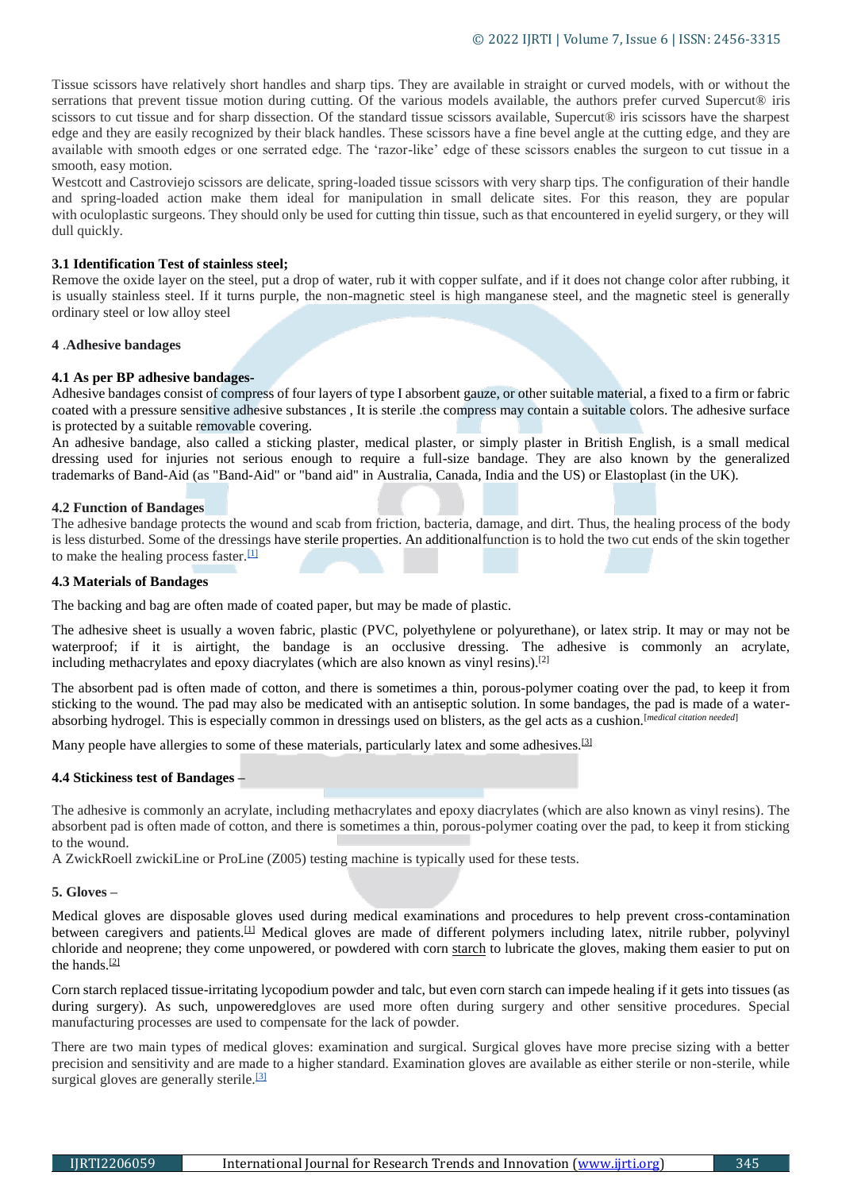Tissue scissors have relatively short handles and sharp tips. They are available in straight or curved models, with or without the serrations that prevent tissue motion during cutting. Of the various models available, the authors prefer curved Supercut® iris scissors to cut tissue and for sharp dissection. Of the standard tissue scissors available, Supercut® iris scissors have the sharpest edge and they are easily recognized by their black handles. These scissors have a fine bevel angle at the cutting edge, and they are available with smooth edges or one serrated edge. The 'razor-like' edge of these scissors enables the surgeon to cut tissue in a smooth, easy motion.

Westcott and Castroviejo scissors are delicate, spring-loaded tissue scissors with very sharp tips. The configuration of their handle and spring-loaded action make them ideal for manipulation in small delicate sites. For this reason, they are popular with oculoplastic surgeons. They should only be used for cutting thin tissue, such as that encountered in eyelid surgery, or they will dull quickly.

### 3.1 Identification Test of stainless steel;

Remove the oxide layer on the steel, put a drop of water, rub it with copper sulfate, and if it does not change color after rubbing, it is usually stainless steel. If it turns purple, the non-magnetic steel is high manganese steel, and the magnetic steel is generally ordinary steel or low alloy steel

## 4 .Adhesive bandages

### 4.1 As per BP adhesive bandages-

Adhesive bandages consist of compress of four layers of type I absorbent gauze, or other suitable material, a fixed to a firm or fabric coated with a pressure sensitive adhesive substances , It is sterile .the compress may contain a suitable colors. The adhesive surface is protected by a suitable removable covering.

An adhesive bandage, also called a sticking plaster, medical plaster, or simply plaster in British English, is a small medical dressing used for injuries not serious enough to require a full-size bandage. They are also known by the generalized trademarks of Band-Aid (as "Band-Aid" or "band aid" in Australia, Canada, India and the US) or Elastoplast (in the UK).

### 4.2 Function of Bandages

The adhesive bandage protects the wound and scab from friction, bacteria, damage, and dirt. Thus, the healing process of the body is less disturbed. Some of the dressings have sterile properties. An additionalfunction is to hold the two cut ends of the skin together to make the healing process faster.[1]

### 4.3 Materials of Bandages

The backing and bag are often made of coated paper, but may be made of plastic.

The adhesive sheet is usually a woven fabric, plastic (PVC, polyethylene or polyurethane), or latex strip. It may or may not be waterproof; if it is airtight, the bandage is an occlusive dressing. The adhesive is commonly an acrylate, including methacrylates and epoxy diacrylates (which are also known as vinyl resins).[2]

The absorbent pad is often made of cotton, and there is sometimes a thin, porous-polymer coating over the pad, to keep it from sticking to the wound. The pad may also be medicated with an antiseptic solution. In some bandages, the pad is made of a water-absorbing hydrogel. This is especially common in dressings used on blisters, as the gel acts as a cushion.[medical citation needed]

Many people have allergies to some of these materials, particularly latex and some adhesives.[3]

### 4.4 Stickiness test of Bandages –

The adhesive is commonly an acrylate, including methacrylates and epoxy diacrylates (which are also known as vinyl resins). The absorbent pad is often made of cotton, and there is sometimes a thin, porous-polymer coating over the pad, to keep it from sticking to the wound.

A ZwickRoell zwickiLine or ProLine (Z005) testing machine is typically used for these tests.

## 5. Gloves –

Medical gloves are disposable gloves used during medical examinations and procedures to help prevent cross-contamination between caregivers and patients.[1] Medical gloves are made of different polymers including latex, nitrile rubber, polyvinyl chloride and neoprene; they come unpowered, or powdered with corn starch to lubricate the gloves, making them easier to put on the hands.[2]

Corn starch replaced tissue-irritating lycopodium powder and talc, but even corn starch can impede healing if it gets into tissues (as during surgery). As such, unpoweredgloves are used more often during surgery and other sensitive procedures. Special manufacturing processes are used to compensate for the lack of powder.

There are two main types of medical gloves: examination and surgical. Surgical gloves have more precise sizing with a better precision and sensitivity and are made to a higher standard. Examination gloves are available as either sterile or non-sterile, while surgical gloves are generally sterile.[3]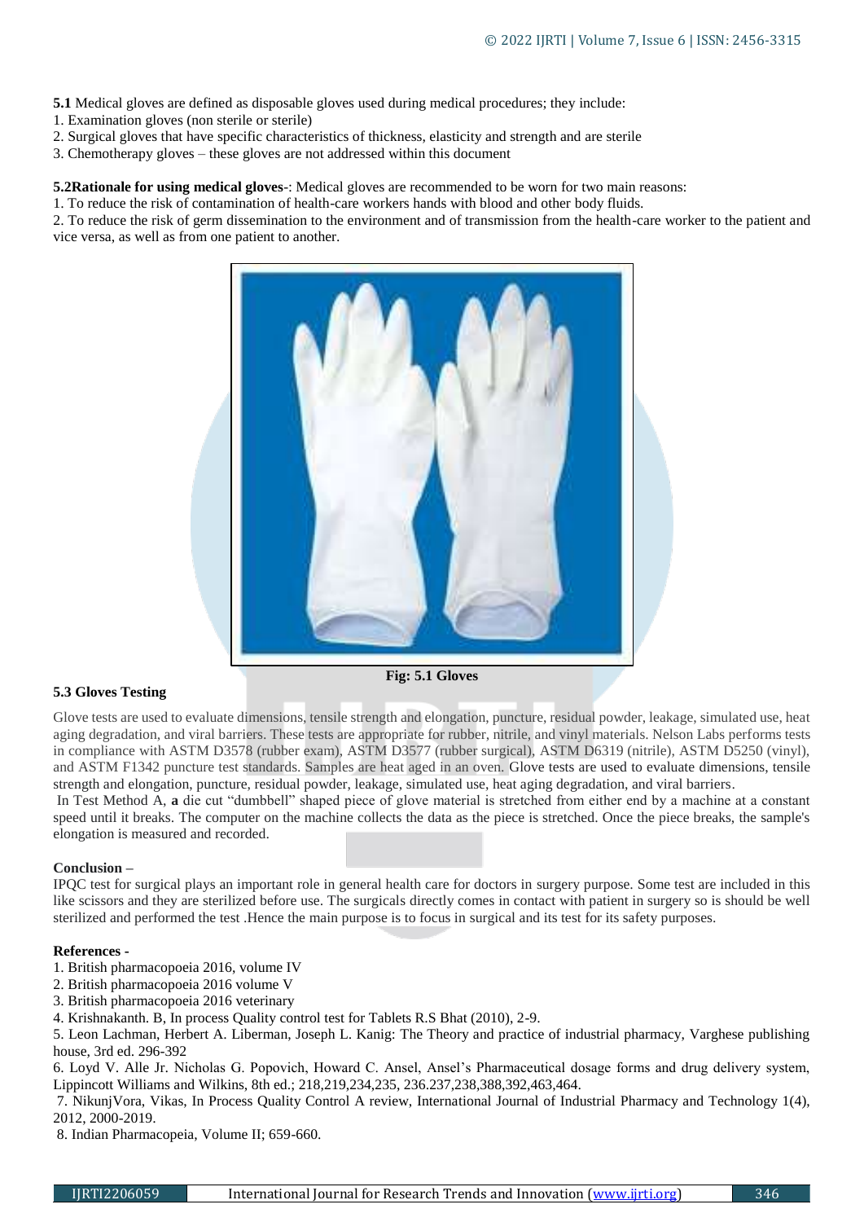**5.1** Medical gloves are defined as disposable gloves used during medical procedures; they include:

1. Examination gloves (non sterile or sterile)
2. Surgical gloves that have specific characteristics of thickness, elasticity and strength and are sterile
3. Chemotherapy gloves – these gloves are not addressed within this document

**5.2Rationale for using medical gloves**-: Medical gloves are recommended to be worn for two main reasons:

1. To reduce the risk of contamination of health-care workers hands with blood and other body fluids.
2. To reduce the risk of germ dissemination to the environment and of transmission from the health-care worker to the patient and vice versa, as well as from one patient to another.

**Fig: 5.1 Gloves**

### 5.3 Gloves Testing

Glove tests are used to evaluate dimensions, tensile strength and elongation, puncture, residual powder, leakage, simulated use, heat aging degradation, and viral barriers. These tests are appropriate for rubber, nitrile, and vinyl materials. Nelson Labs performs tests in compliance with ASTM D3578 (rubber exam), ASTM D3577 (rubber surgical), ASTM D6319 (nitrile), ASTM D5250 (vinyl), and ASTM F1342 puncture test standards. Samples are heat aged in an oven. Glove tests are used to evaluate dimensions, tensile strength and elongation, puncture, residual powder, leakage, simulated use, heat aging degradation, and viral barriers.

In Test Method A, **a** die cut "dumbbell" shaped piece of glove material is stretched from either end by a machine at a constant speed until it breaks. The computer on the machine collects the data as the piece is stretched. Once the piece breaks, the sample's elongation is measured and recorded.

### Conclusion –

IPQC test for surgical plays an important role in general health care for doctors in surgery purpose. Some test are included in this like scissors and they are sterilized before use. The surgicals directly comes in contact with patient in surgery so is should be well sterilized and performed the test .Hence the main purpose is to focus in surgical and its test for its safety purposes.

### References -

1. British pharmacopoeia 2016, volume IV
2. British pharmacopoeia 2016 volume V
3. British pharmacopoeia 2016 veterinary
4. Krishnakanth. B, In process Quality control test for Tablets R.S Bhat (2010), 2-9.
5. Leon Lachman, Herbert A. Liberman, Joseph L. Kanig: The Theory and practice of industrial pharmacy, Varghese publishing house, 3rd ed. 296-392
6. Loyd V. Alle Jr. Nicholas G. Popovich, Howard C. Ansel, Ansel's Pharmaceutical dosage forms and drug delivery system, Lippincott Williams and Wilkins, 8th ed.; 218,219,234,235, 236.237,238,388,392,463,464.
7. NikunjVora, Vikas, In Process Quality Control A review, International Journal of Industrial Pharmacy and Technology 1(4), 2012, 2000-2019.
8. Indian Pharmacopeia, Volume II; 659-660.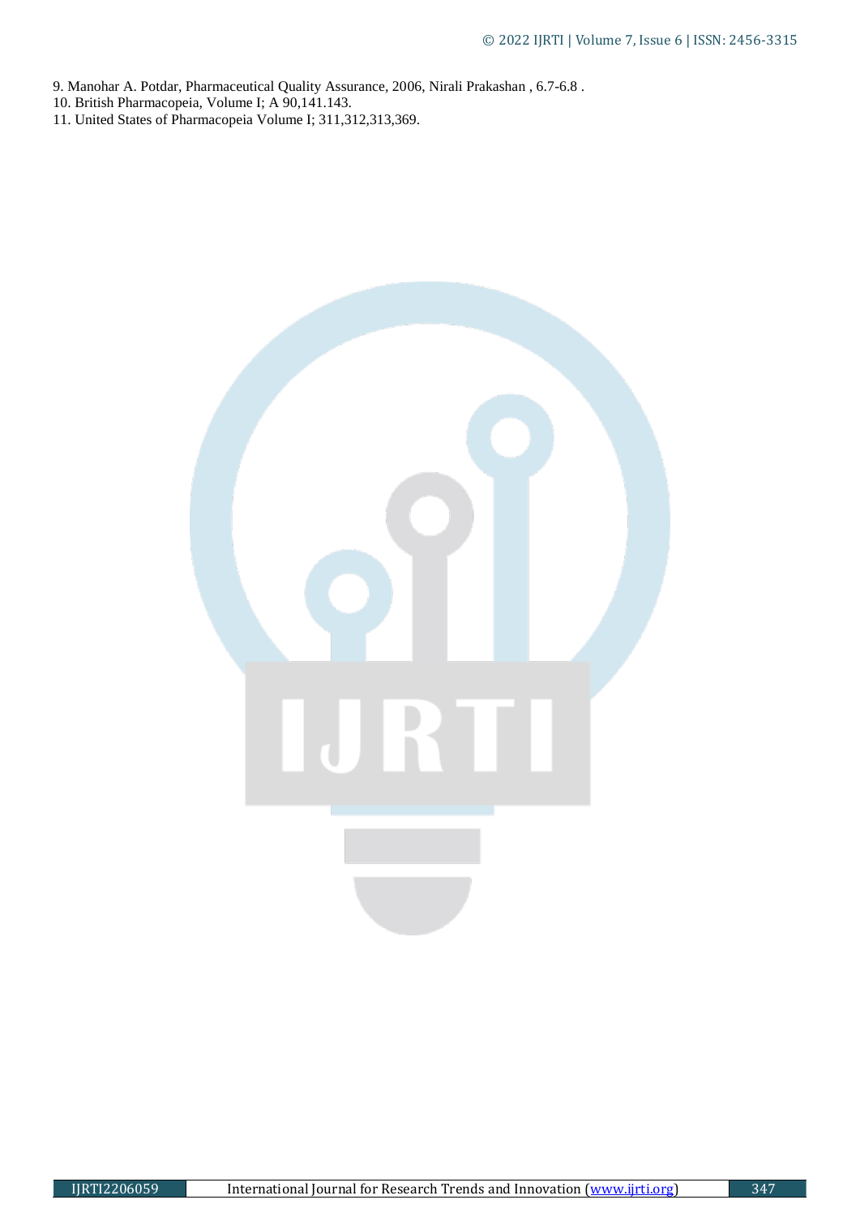9. Manohar A. Potdar, Pharmaceutical Quality Assurance, 2006, Nirali Prakashan , 6.7-6.8 .
10. British Pharmacopeia, Volume I; A 90,141.143.
11. United States of Pharmacopeia Volume I; 311,312,313,369.